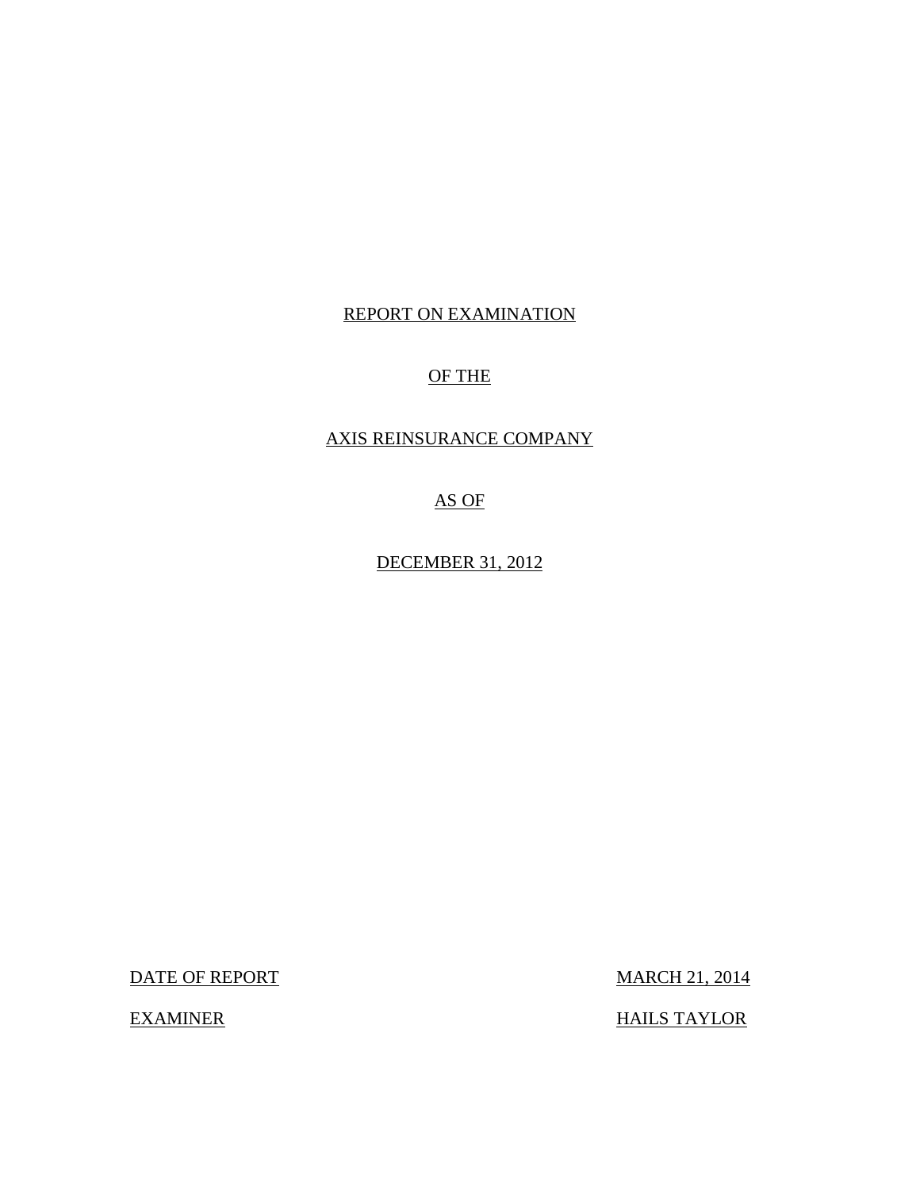REPORT ON EXAMINATION

OF THE

AXIS REINSURANCE COMPANY

AS OF

DECEMBER 31, 2012

| | |
|---|---|
| DATE OF REPORT | MARCH 21, 2014 |
| EXAMINER | HAILS TAYLOR |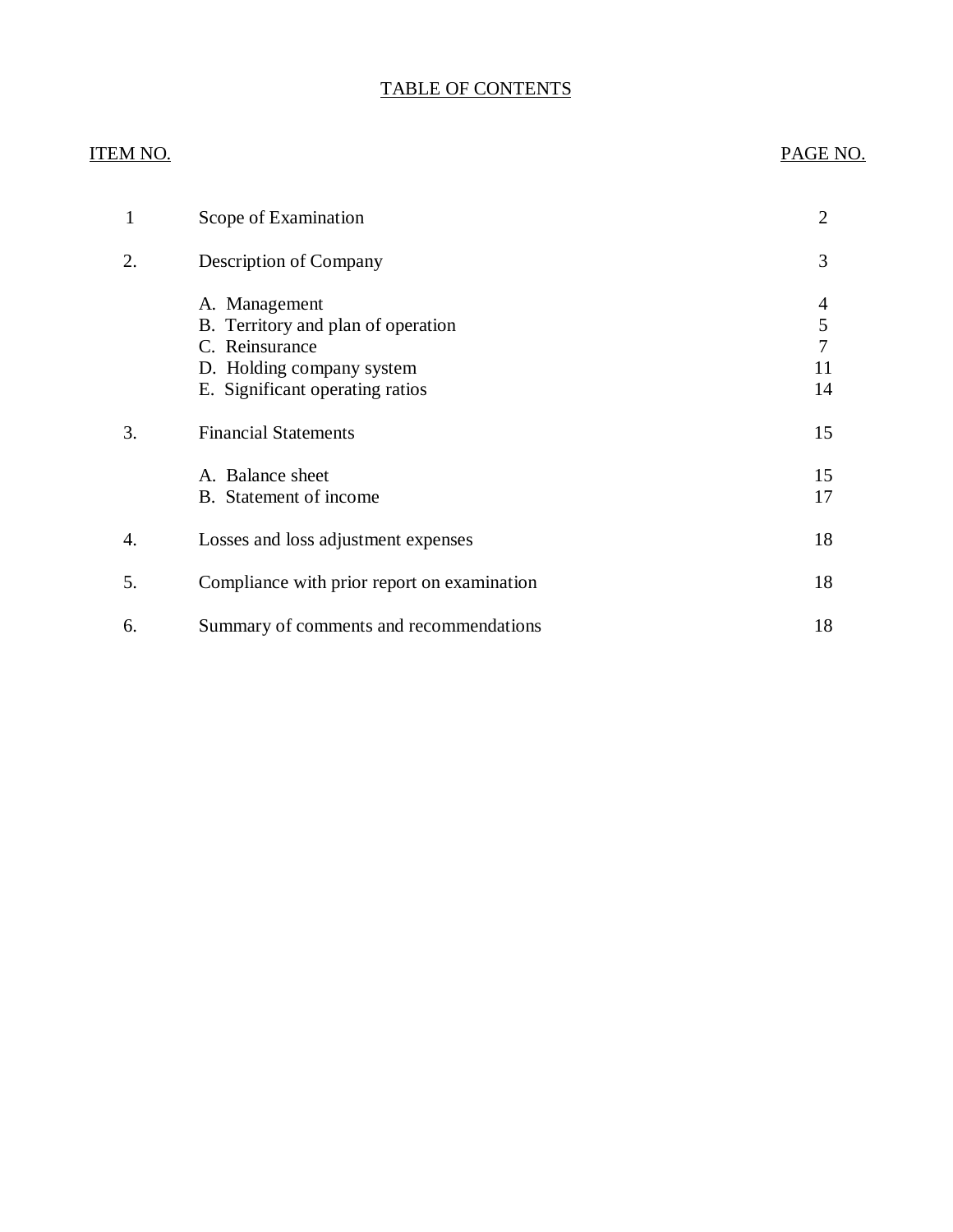# TABLE OF CONTENTS

| ITEM NO. | | PAGE NO. |
|---|---|---|
| 1 | Scope of Examination | 2 |
| 2. | Description of Company | 3 |
| | A. Management | 4 |
| | B. Territory and plan of operation | 5 |
| | C. Reinsurance | 7 |
| | D. Holding company system | 11 |
| | E. Significant operating ratios | 14 |
| 3. | Financial Statements | 15 |
| | A. Balance sheet | 15 |
| | B. Statement of income | 17 |
| 4. | Losses and loss adjustment expenses | 18 |
| 5. | Compliance with prior report on examination | 18 |
| 6. | Summary of comments and recommendations | 18 |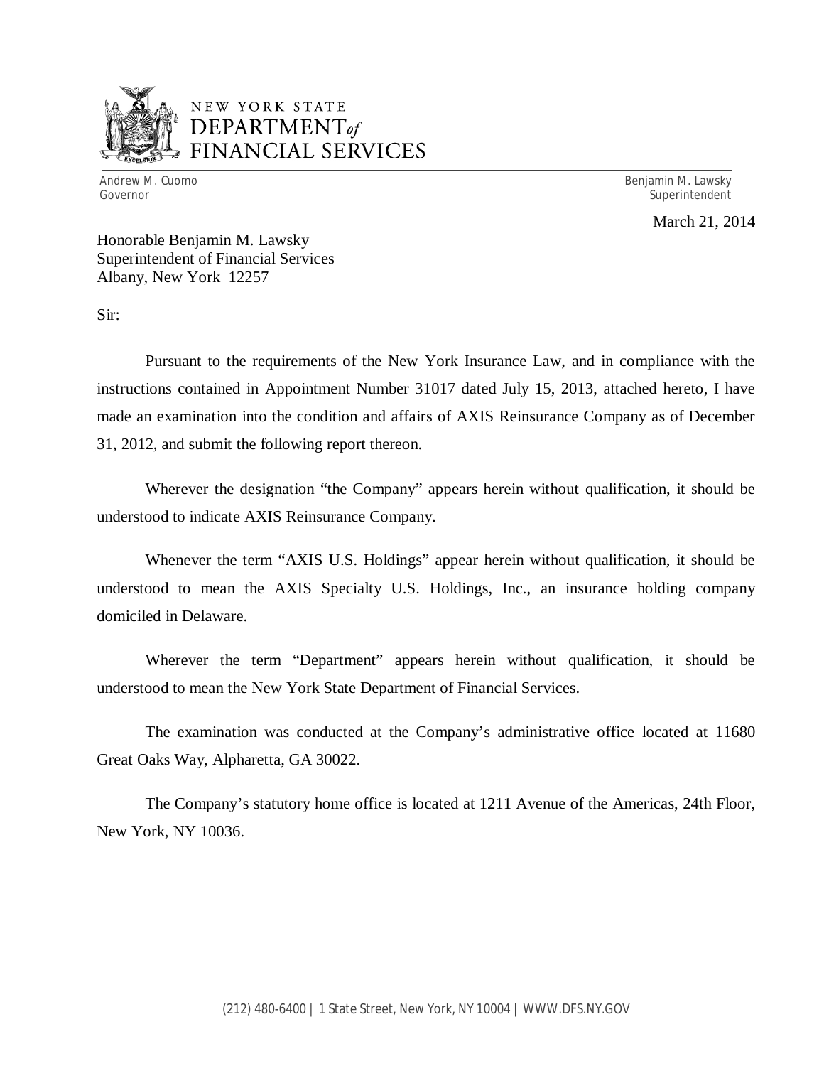NEW YORK STATE
DEPARTMENT *of*
FINANCIAL SERVICES

Andrew M. Cuomo
Governor

Benjamin M. Lawsky
Superintendent

March 21, 2014

Honorable Benjamin M. Lawsky
Superintendent of Financial Services
Albany, New York 12257

Sir:

Pursuant to the requirements of the New York Insurance Law, and in compliance with the instructions contained in Appointment Number 31017 dated July 15, 2013, attached hereto, I have made an examination into the condition and affairs of AXIS Reinsurance Company as of December 31, 2012, and submit the following report thereon.

Wherever the designation "the Company" appears herein without qualification, it should be understood to indicate AXIS Reinsurance Company.

Whenever the term "AXIS U.S. Holdings" appear herein without qualification, it should be understood to mean the AXIS Specialty U.S. Holdings, Inc., an insurance holding company domiciled in Delaware.

Wherever the term "Department" appears herein without qualification, it should be understood to mean the New York State Department of Financial Services.

The examination was conducted at the Company's administrative office located at 11680 Great Oaks Way, Alpharetta, GA 30022.

The Company's statutory home office is located at 1211 Avenue of the Americas, 24th Floor, New York, NY 10036.

(212) 480-6400 | 1 State Street, New York, NY 10004 | WWW.DFS.NY.GOV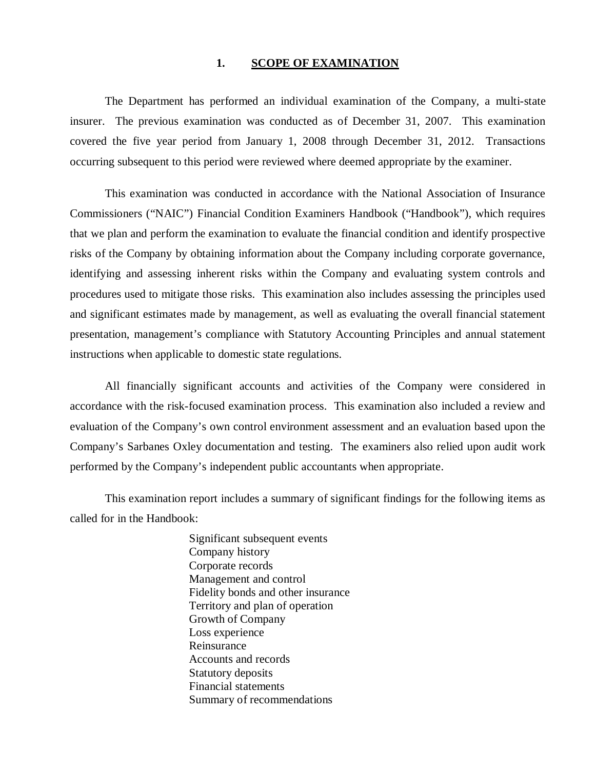## 1. SCOPE OF EXAMINATION

The Department has performed an individual examination of the Company, a multi-state insurer. The previous examination was conducted as of December 31, 2007. This examination covered the five year period from January 1, 2008 through December 31, 2012. Transactions occurring subsequent to this period were reviewed where deemed appropriate by the examiner.

This examination was conducted in accordance with the National Association of Insurance Commissioners ("NAIC") Financial Condition Examiners Handbook ("Handbook"), which requires that we plan and perform the examination to evaluate the financial condition and identify prospective risks of the Company by obtaining information about the Company including corporate governance, identifying and assessing inherent risks within the Company and evaluating system controls and procedures used to mitigate those risks. This examination also includes assessing the principles used and significant estimates made by management, as well as evaluating the overall financial statement presentation, management's compliance with Statutory Accounting Principles and annual statement instructions when applicable to domestic state regulations.

All financially significant accounts and activities of the Company were considered in accordance with the risk-focused examination process. This examination also included a review and evaluation of the Company's own control environment assessment and an evaluation based upon the Company's Sarbanes Oxley documentation and testing. The examiners also relied upon audit work performed by the Company's independent public accountants when appropriate.

This examination report includes a summary of significant findings for the following items as called for in the Handbook:

- Significant subsequent events
- Company history
- Corporate records
- Management and control
- Fidelity bonds and other insurance
- Territory and plan of operation
- Growth of Company
- Loss experience
- Reinsurance
- Accounts and records
- Statutory deposits
- Financial statements
- Summary of recommendations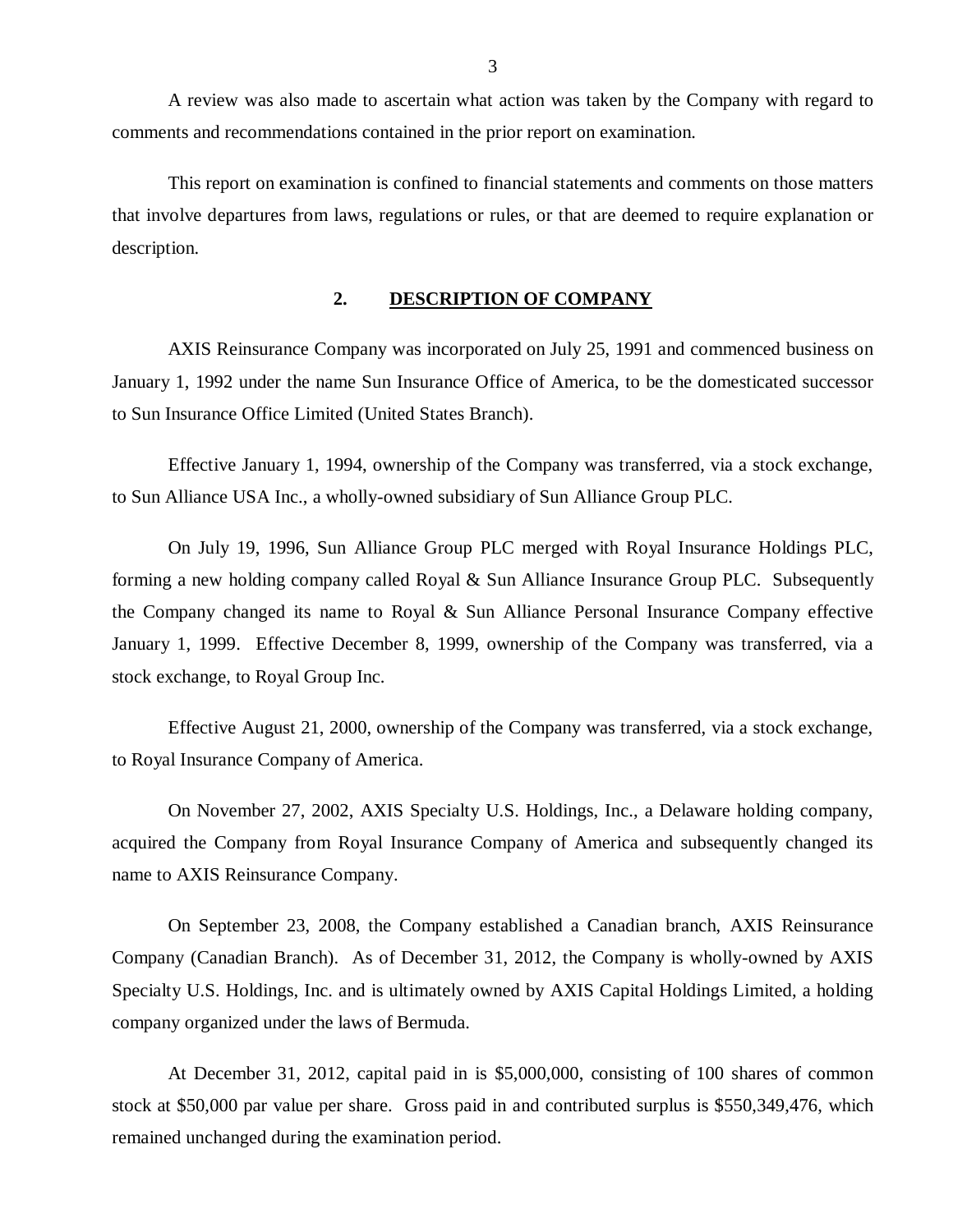A review was also made to ascertain what action was taken by the Company with regard to comments and recommendations contained in the prior report on examination.

This report on examination is confined to financial statements and comments on those matters that involve departures from laws, regulations or rules, or that are deemed to require explanation or description.

## 2. DESCRIPTION OF COMPANY

AXIS Reinsurance Company was incorporated on July 25, 1991 and commenced business on January 1, 1992 under the name Sun Insurance Office of America, to be the domesticated successor to Sun Insurance Office Limited (United States Branch).

Effective January 1, 1994, ownership of the Company was transferred, via a stock exchange, to Sun Alliance USA Inc., a wholly-owned subsidiary of Sun Alliance Group PLC.

On July 19, 1996, Sun Alliance Group PLC merged with Royal Insurance Holdings PLC, forming a new holding company called Royal & Sun Alliance Insurance Group PLC. Subsequently the Company changed its name to Royal & Sun Alliance Personal Insurance Company effective January 1, 1999. Effective December 8, 1999, ownership of the Company was transferred, via a stock exchange, to Royal Group Inc.

Effective August 21, 2000, ownership of the Company was transferred, via a stock exchange, to Royal Insurance Company of America.

On November 27, 2002, AXIS Specialty U.S. Holdings, Inc., a Delaware holding company, acquired the Company from Royal Insurance Company of America and subsequently changed its name to AXIS Reinsurance Company.

On September 23, 2008, the Company established a Canadian branch, AXIS Reinsurance Company (Canadian Branch). As of December 31, 2012, the Company is wholly-owned by AXIS Specialty U.S. Holdings, Inc. and is ultimately owned by AXIS Capital Holdings Limited, a holding company organized under the laws of Bermuda.

At December 31, 2012, capital paid in is $5,000,000, consisting of 100 shares of common stock at $50,000 par value per share. Gross paid in and contributed surplus is $550,349,476, which remained unchanged during the examination period.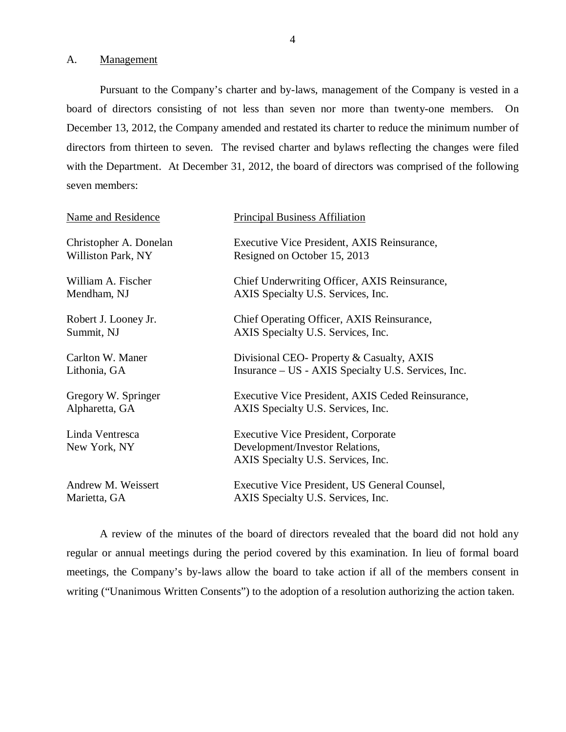## A. Management

Pursuant to the Company's charter and by-laws, management of the Company is vested in a board of directors consisting of not less than seven nor more than twenty-one members. On December 13, 2012, the Company amended and restated its charter to reduce the minimum number of directors from thirteen to seven. The revised charter and bylaws reflecting the changes were filed with the Department. At December 31, 2012, the board of directors was comprised of the following seven members:

| Name and Residence | Principal Business Affiliation |
|---|---|
| Christopher A. Donelan<br>Williston Park, NY | Executive Vice President, AXIS Reinsurance,<br>Resigned on October 15, 2013 |
| William A. Fischer<br>Mendham, NJ | Chief Underwriting Officer, AXIS Reinsurance,<br>AXIS Specialty U.S. Services, Inc. |
| Robert J. Looney Jr.<br>Summit, NJ | Chief Operating Officer, AXIS Reinsurance,<br>AXIS Specialty U.S. Services, Inc. |
| Carlton W. Maner<br>Lithonia, GA | Divisional CEO- Property & Casualty, AXIS<br>Insurance – US - AXIS Specialty U.S. Services, Inc. |
| Gregory W. Springer<br>Alpharetta, GA | Executive Vice President, AXIS Ceded Reinsurance,<br>AXIS Specialty U.S. Services, Inc. |
| Linda Ventresca<br>New York, NY | Executive Vice President, Corporate<br>Development/Investor Relations,<br>AXIS Specialty U.S. Services, Inc. |
| Andrew M. Weissert<br>Marietta, GA | Executive Vice President, US General Counsel,<br>AXIS Specialty U.S. Services, Inc. |

A review of the minutes of the board of directors revealed that the board did not hold any regular or annual meetings during the period covered by this examination. In lieu of formal board meetings, the Company's by-laws allow the board to take action if all of the members consent in writing ("Unanimous Written Consents") to the adoption of a resolution authorizing the action taken.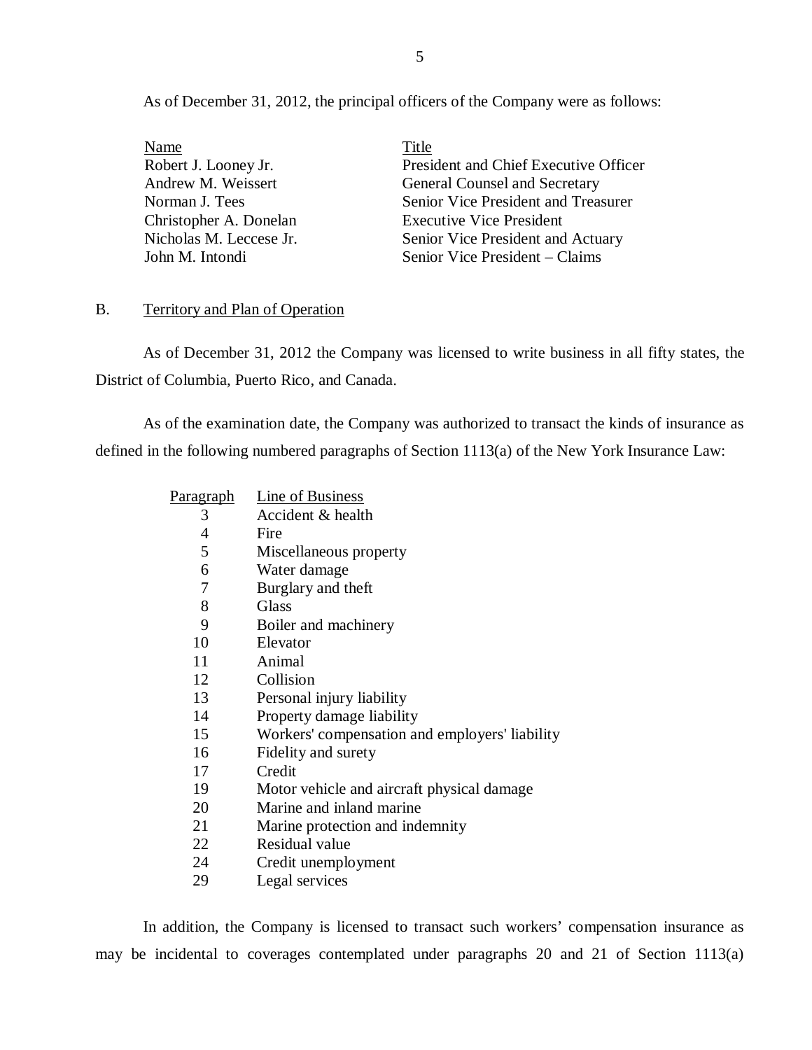As of December 31, 2012, the principal officers of the Company were as follows:

| Name | Title |
|---|---|
| Robert J. Looney Jr. | President and Chief Executive Officer |
| Andrew M. Weissert | General Counsel and Secretary |
| Norman J. Tees | Senior Vice President and Treasurer |
| Christopher A. Donelan | Executive Vice President |
| Nicholas M. Leccese Jr. | Senior Vice President and Actuary |
| John M. Intondi | Senior Vice President – Claims |

## B. Territory and Plan of Operation

As of December 31, 2012 the Company was licensed to write business in all fifty states, the District of Columbia, Puerto Rico, and Canada.

As of the examination date, the Company was authorized to transact the kinds of insurance as defined in the following numbered paragraphs of Section 1113(a) of the New York Insurance Law:

| Paragraph | Line of Business |
|---|---|
| 3 | Accident & health |
| 4 | Fire |
| 5 | Miscellaneous property |
| 6 | Water damage |
| 7 | Burglary and theft |
| 8 | Glass |
| 9 | Boiler and machinery |
| 10 | Elevator |
| 11 | Animal |
| 12 | Collision |
| 13 | Personal injury liability |
| 14 | Property damage liability |
| 15 | Workers' compensation and employers' liability |
| 16 | Fidelity and surety |
| 17 | Credit |
| 19 | Motor vehicle and aircraft physical damage |
| 20 | Marine and inland marine |
| 21 | Marine protection and indemnity |
| 22 | Residual value |
| 24 | Credit unemployment |
| 29 | Legal services |

In addition, the Company is licensed to transact such workers' compensation insurance as may be incidental to coverages contemplated under paragraphs 20 and 21 of Section 1113(a)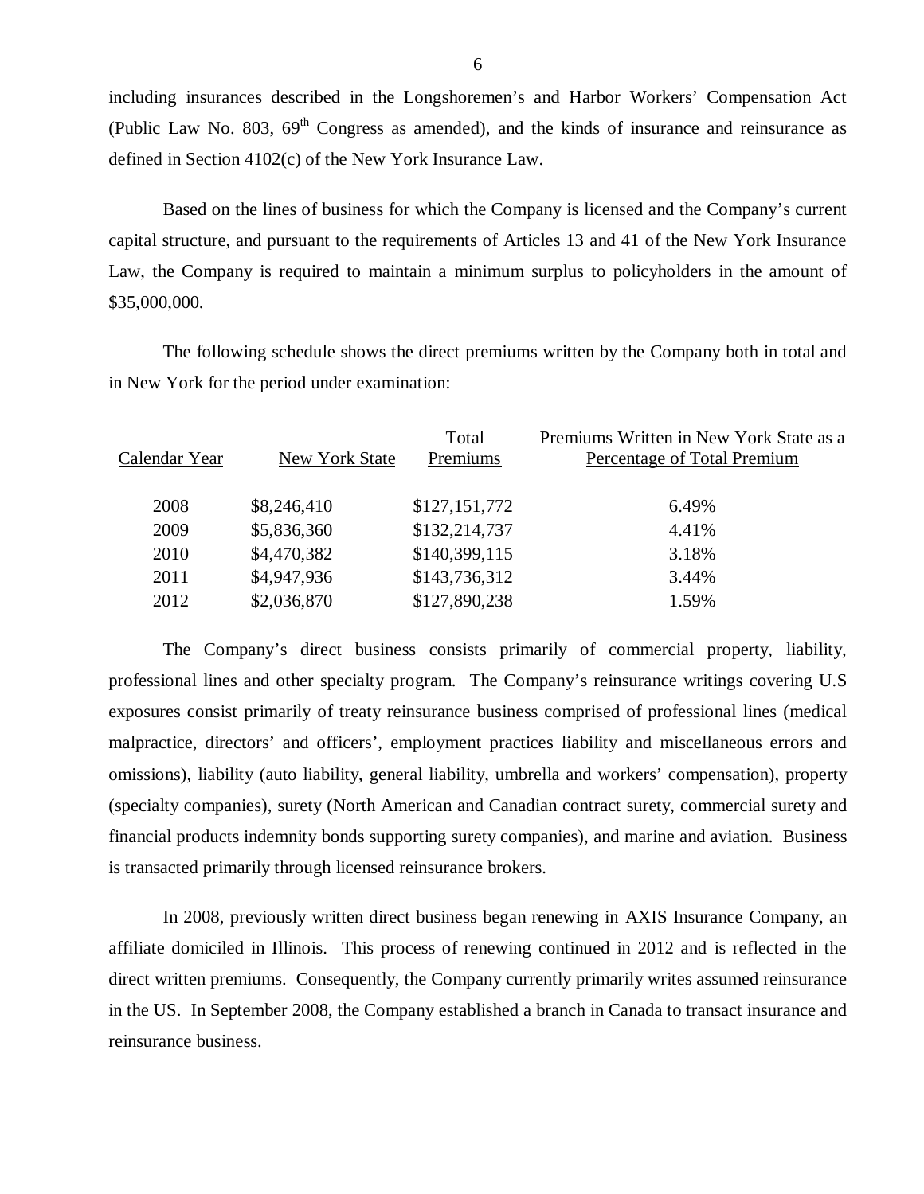including insurances described in the Longshoremen's and Harbor Workers' Compensation Act (Public Law No. 803, 69th Congress as amended), and the kinds of insurance and reinsurance as defined in Section 4102(c) of the New York Insurance Law.

Based on the lines of business for which the Company is licensed and the Company's current capital structure, and pursuant to the requirements of Articles 13 and 41 of the New York Insurance Law, the Company is required to maintain a minimum surplus to policyholders in the amount of $35,000,000.

The following schedule shows the direct premiums written by the Company both in total and in New York for the period under examination:

| Calendar Year | New York State | Total Premiums | Premiums Written in New York State as a Percentage of Total Premium |
|---|---|---|---|
| 2008 | $8,246,410 | $127,151,772 | 6.49% |
| 2009 | $5,836,360 | $132,214,737 | 4.41% |
| 2010 | $4,470,382 | $140,399,115 | 3.18% |
| 2011 | $4,947,936 | $143,736,312 | 3.44% |
| 2012 | $2,036,870 | $127,890,238 | 1.59% |

The Company's direct business consists primarily of commercial property, liability, professional lines and other specialty program. The Company's reinsurance writings covering U.S exposures consist primarily of treaty reinsurance business comprised of professional lines (medical malpractice, directors' and officers', employment practices liability and miscellaneous errors and omissions), liability (auto liability, general liability, umbrella and workers' compensation), property (specialty companies), surety (North American and Canadian contract surety, commercial surety and financial products indemnity bonds supporting surety companies), and marine and aviation. Business is transacted primarily through licensed reinsurance brokers.

In 2008, previously written direct business began renewing in AXIS Insurance Company, an affiliate domiciled in Illinois. This process of renewing continued in 2012 and is reflected in the direct written premiums. Consequently, the Company currently primarily writes assumed reinsurance in the US. In September 2008, the Company established a branch in Canada to transact insurance and reinsurance business.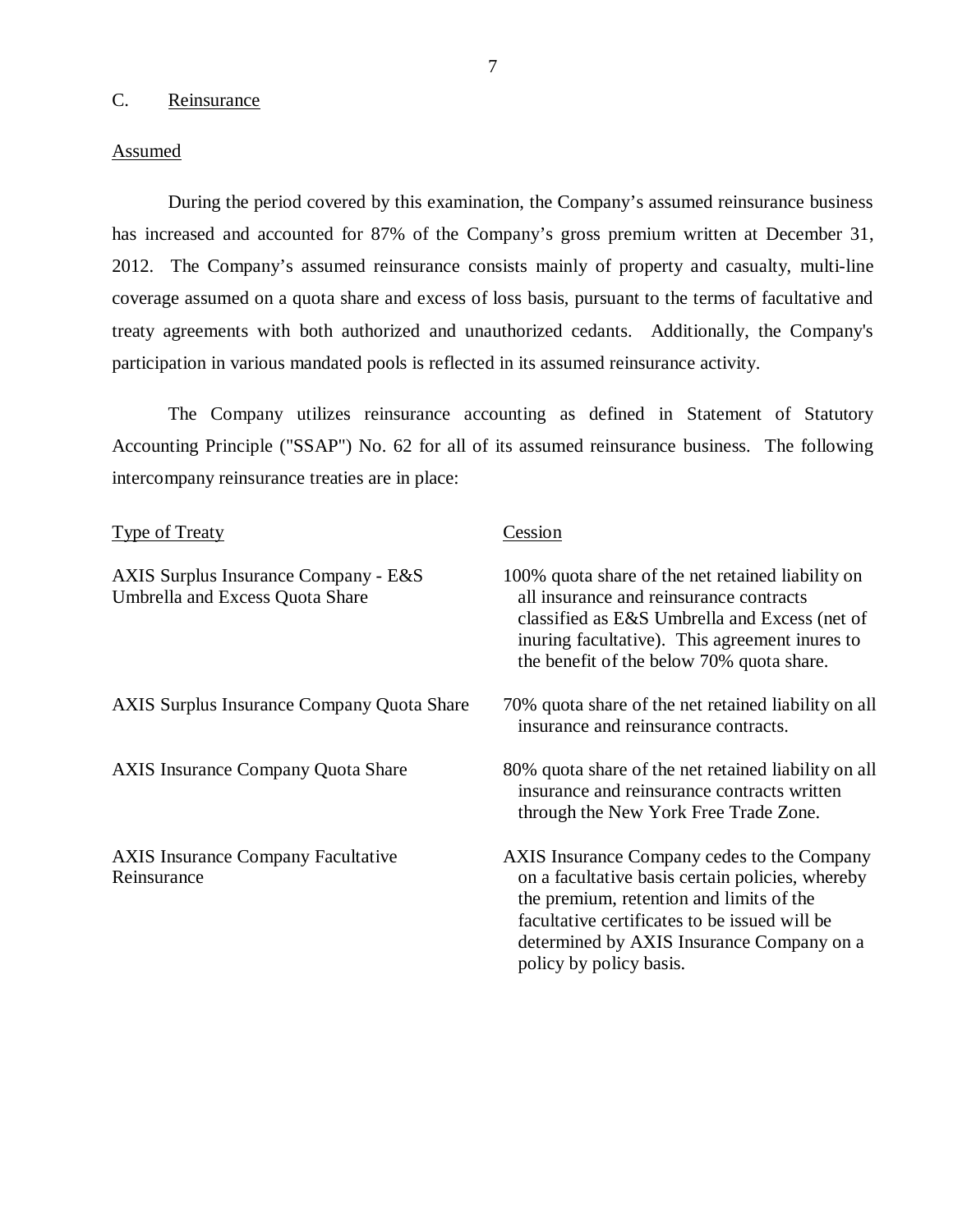## C. Reinsurance

### Assumed

During the period covered by this examination, the Company's assumed reinsurance business has increased and accounted for 87% of the Company's gross premium written at December 31, 2012. The Company's assumed reinsurance consists mainly of property and casualty, multi-line coverage assumed on a quota share and excess of loss basis, pursuant to the terms of facultative and treaty agreements with both authorized and unauthorized cedants. Additionally, the Company's participation in various mandated pools is reflected in its assumed reinsurance activity.

The Company utilizes reinsurance accounting as defined in Statement of Statutory Accounting Principle ("SSAP") No. 62 for all of its assumed reinsurance business. The following intercompany reinsurance treaties are in place:

| Type of Treaty | Cession |
|---|---|
| AXIS Surplus Insurance Company - E&S Umbrella and Excess Quota Share | 100% quota share of the net retained liability on all insurance and reinsurance contracts classified as E&S Umbrella and Excess (net of inuring facultative). This agreement inures to the benefit of the below 70% quota share. |
| AXIS Surplus Insurance Company Quota Share | 70% quota share of the net retained liability on all insurance and reinsurance contracts. |
| AXIS Insurance Company Quota Share | 80% quota share of the net retained liability on all insurance and reinsurance contracts written through the New York Free Trade Zone. |
| AXIS Insurance Company Facultative Reinsurance | AXIS Insurance Company cedes to the Company on a facultative basis certain policies, whereby the premium, retention and limits of the facultative certificates to be issued will be determined by AXIS Insurance Company on a policy by policy basis. |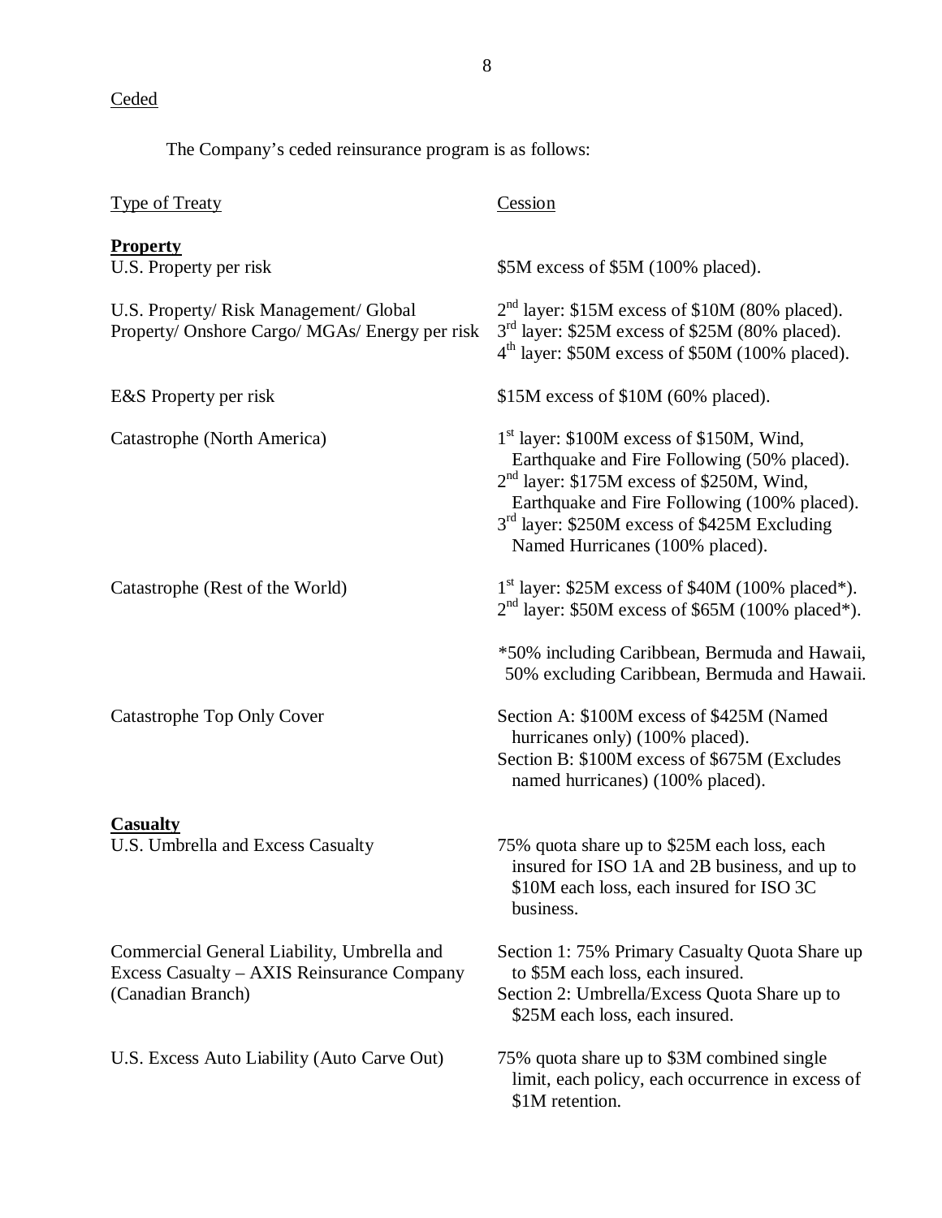Ceded

The Company's ceded reinsurance program is as follows:

| Type of Treaty | Cession |
|---|---|
| **Property** | |
| U.S. Property per risk | \$5M excess of \$5M (100% placed). |
| U.S. Property/ Risk Management/ Global Property/ Onshore Cargo/ MGAs/ Energy per risk | 2nd layer: \$15M excess of \$10M (80% placed).<br>3rd layer: \$25M excess of \$25M (80% placed).<br>4th layer: \$50M excess of \$50M (100% placed). |
| E&S Property per risk | \$15M excess of \$10M (60% placed). |
| Catastrophe (North America) | 1st layer: \$100M excess of \$150M, Wind, Earthquake and Fire Following (50% placed).<br>2nd layer: \$175M excess of \$250M, Wind, Earthquake and Fire Following (100% placed).<br>3rd layer: \$250M excess of \$425M Excluding Named Hurricanes (100% placed). |
| Catastrophe (Rest of the World) | 1st layer: \$25M excess of \$40M (100% placed*).<br>2nd layer: \$50M excess of \$65M (100% placed*).<br><br>*50% including Caribbean, Bermuda and Hawaii, 50% excluding Caribbean, Bermuda and Hawaii. |
| Catastrophe Top Only Cover | Section A: \$100M excess of \$425M (Named hurricanes only) (100% placed).<br>Section B: \$100M excess of \$675M (Excludes named hurricanes) (100% placed). |
| **Casualty** | |
| U.S. Umbrella and Excess Casualty | 75% quota share up to \$25M each loss, each insured for ISO 1A and 2B business, and up to \$10M each loss, each insured for ISO 3C business. |
| Commercial General Liability, Umbrella and Excess Casualty – AXIS Reinsurance Company (Canadian Branch) | Section 1: 75% Primary Casualty Quota Share up to \$5M each loss, each insured.<br>Section 2: Umbrella/Excess Quota Share up to \$25M each loss, each insured. |
| U.S. Excess Auto Liability (Auto Carve Out) | 75% quota share up to \$3M combined single limit, each policy, each occurrence in excess of \$1M retention. |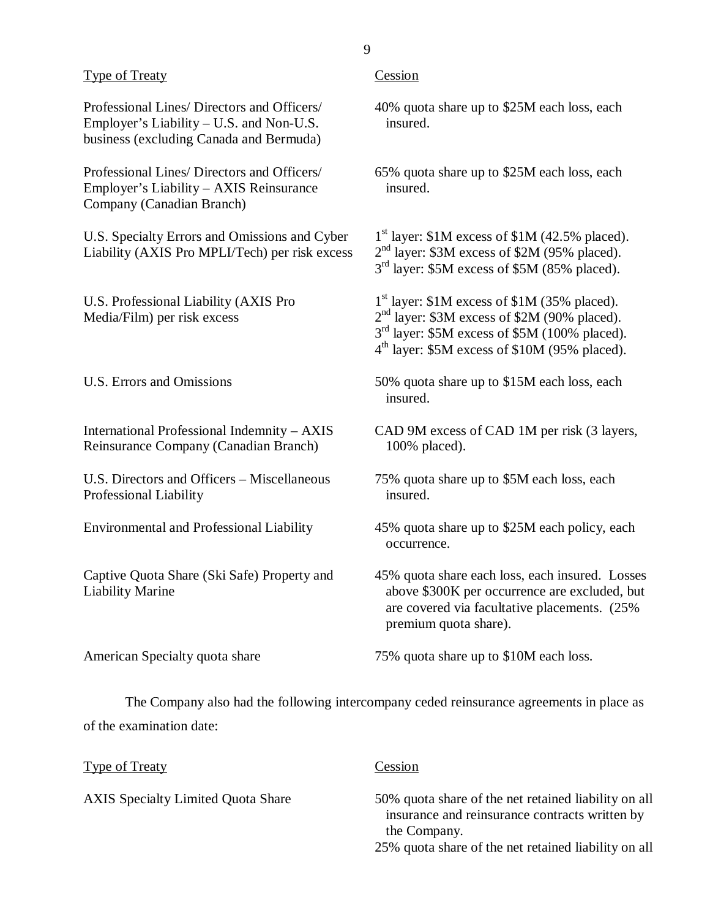| Type of Treaty | Cession |
|---|---|
| Professional Lines/ Directors and Officers/ Employer's Liability – U.S. and Non-U.S. business (excluding Canada and Bermuda) | 40% quota share up to \$25M each loss, each insured. |
| Professional Lines/ Directors and Officers/ Employer's Liability – AXIS Reinsurance Company (Canadian Branch) | 65% quota share up to \$25M each loss, each insured. |
| U.S. Specialty Errors and Omissions and Cyber Liability (AXIS Pro MPLI/Tech) per risk excess | 1st layer: \$1M excess of \$1M (42.5% placed).<br>2nd layer: \$3M excess of \$2M (95% placed).<br>3rd layer: \$5M excess of \$5M (85% placed). |
| U.S. Professional Liability (AXIS Pro Media/Film) per risk excess | 1st layer: \$1M excess of \$1M (35% placed).<br>2nd layer: \$3M excess of \$2M (90% placed).<br>3rd layer: \$5M excess of \$5M (100% placed).<br>4th layer: \$5M excess of \$10M (95% placed). |
| U.S. Errors and Omissions | 50% quota share up to \$15M each loss, each insured. |
| International Professional Indemnity – AXIS Reinsurance Company (Canadian Branch) | CAD 9M excess of CAD 1M per risk (3 layers, 100% placed). |
| U.S. Directors and Officers – Miscellaneous Professional Liability | 75% quota share up to \$5M each loss, each insured. |
| Environmental and Professional Liability | 45% quota share up to \$25M each policy, each occurrence. |
| Captive Quota Share (Ski Safe) Property and Liability Marine | 45% quota share each loss, each insured. Losses above \$300K per occurrence are excluded, but are covered via facultative placements. (25% premium quota share). |
| American Specialty quota share | 75% quota share up to \$10M each loss. |

The Company also had the following intercompany ceded reinsurance agreements in place as of the examination date:

| Type of Treaty | Cession |
|---|---|
| AXIS Specialty Limited Quota Share | 50% quota share of the net retained liability on all insurance and reinsurance contracts written by the Company.<br>25% quota share of the net retained liability on all |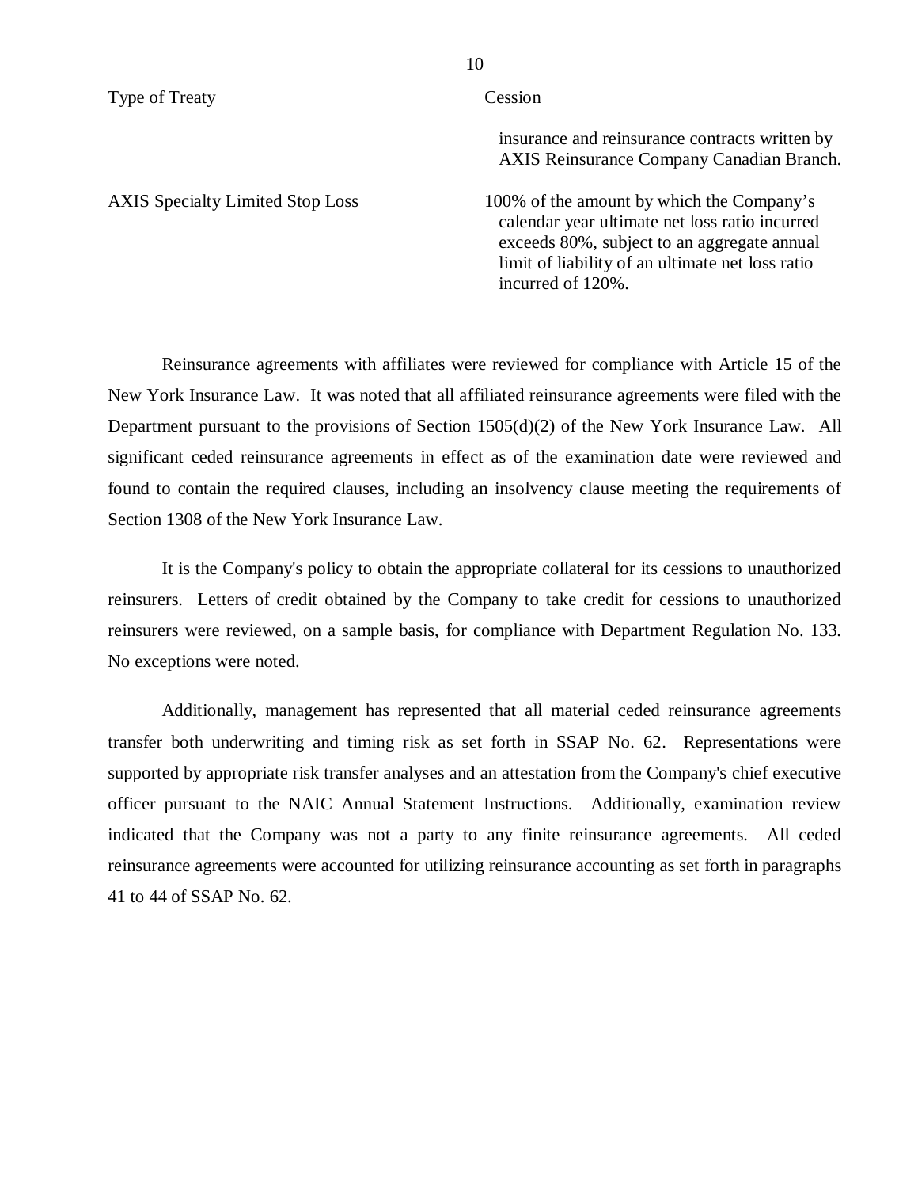| Type of Treaty | Cession |
|---|---|
| | insurance and reinsurance contracts written by AXIS Reinsurance Company Canadian Branch. |
| AXIS Specialty Limited Stop Loss | 100% of the amount by which the Company's calendar year ultimate net loss ratio incurred exceeds 80%, subject to an aggregate annual limit of liability of an ultimate net loss ratio incurred of 120%. |

Reinsurance agreements with affiliates were reviewed for compliance with Article 15 of the New York Insurance Law. It was noted that all affiliated reinsurance agreements were filed with the Department pursuant to the provisions of Section 1505(d)(2) of the New York Insurance Law. All significant ceded reinsurance agreements in effect as of the examination date were reviewed and found to contain the required clauses, including an insolvency clause meeting the requirements of Section 1308 of the New York Insurance Law.

It is the Company's policy to obtain the appropriate collateral for its cessions to unauthorized reinsurers. Letters of credit obtained by the Company to take credit for cessions to unauthorized reinsurers were reviewed, on a sample basis, for compliance with Department Regulation No. 133. No exceptions were noted.

Additionally, management has represented that all material ceded reinsurance agreements transfer both underwriting and timing risk as set forth in SSAP No. 62. Representations were supported by appropriate risk transfer analyses and an attestation from the Company's chief executive officer pursuant to the NAIC Annual Statement Instructions. Additionally, examination review indicated that the Company was not a party to any finite reinsurance agreements. All ceded reinsurance agreements were accounted for utilizing reinsurance accounting as set forth in paragraphs 41 to 44 of SSAP No. 62.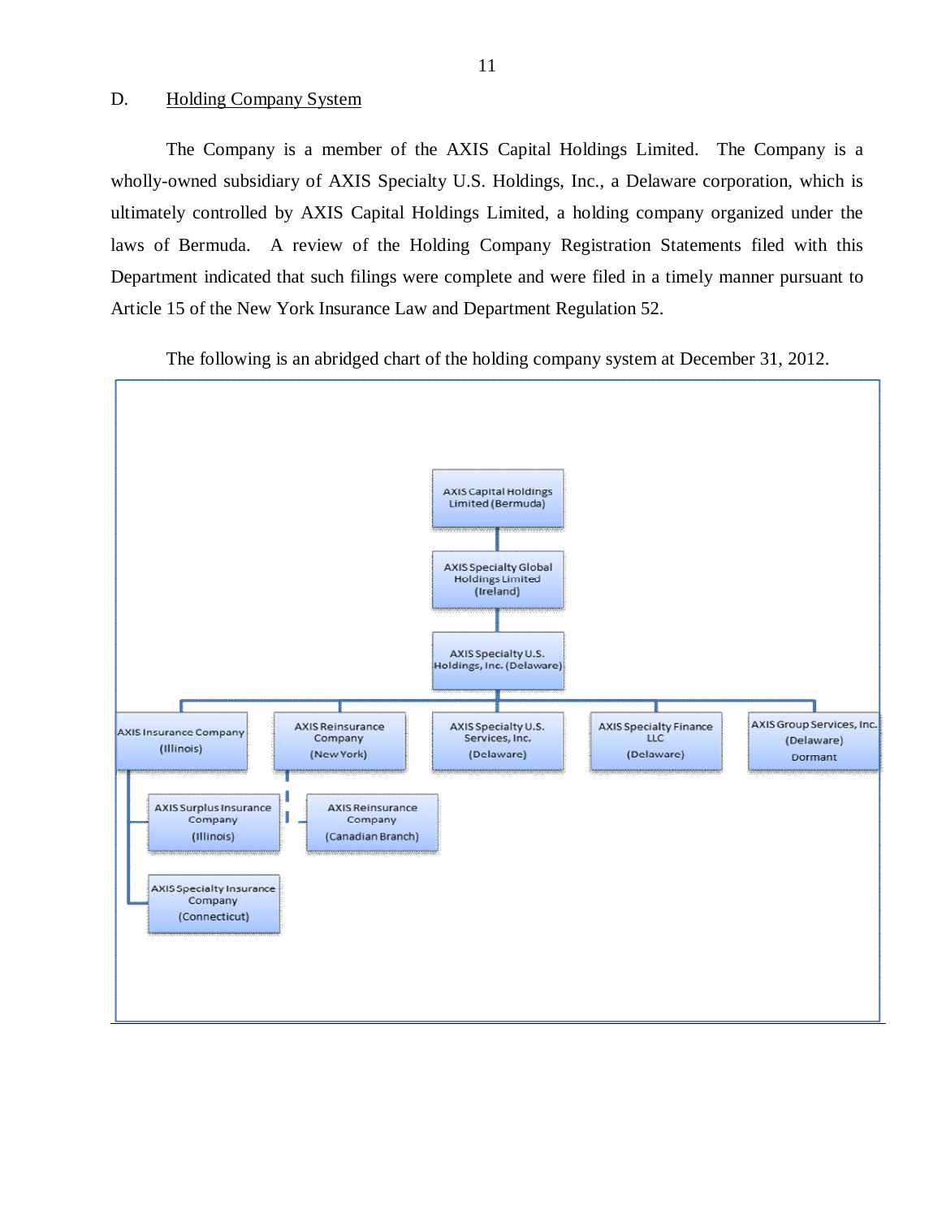## D. Holding Company System

The Company is a member of the AXIS Capital Holdings Limited. The Company is a wholly-owned subsidiary of AXIS Specialty U.S. Holdings, Inc., a Delaware corporation, which is ultimately controlled by AXIS Capital Holdings Limited, a holding company organized under the laws of Bermuda. A review of the Holding Company Registration Statements filed with this Department indicated that such filings were complete and were filed in a timely manner pursuant to Article 15 of the New York Insurance Law and Department Regulation 52.

The following is an abridged chart of the holding company system at December 31, 2012.

- AXIS Capital Holdings Limited (Bermuda)
  - AXIS Specialty Global Holdings Limited (Ireland)
    - AXIS Specialty U.S. Holdings, Inc. (Delaware)
      - AXIS Insurance Company (Illinois)
        - AXIS Surplus Insurance Company (Illinois)
        - AXIS Specialty Insurance Company (Connecticut)
      - AXIS Reinsurance Company (New York)
        - AXIS Reinsurance Company (Canadian Branch)
      - AXIS Specialty U.S. Services, Inc. (Delaware)
      - AXIS Specialty Finance LLC (Delaware)
      - AXIS Group Services, Inc. (Delaware) Dormant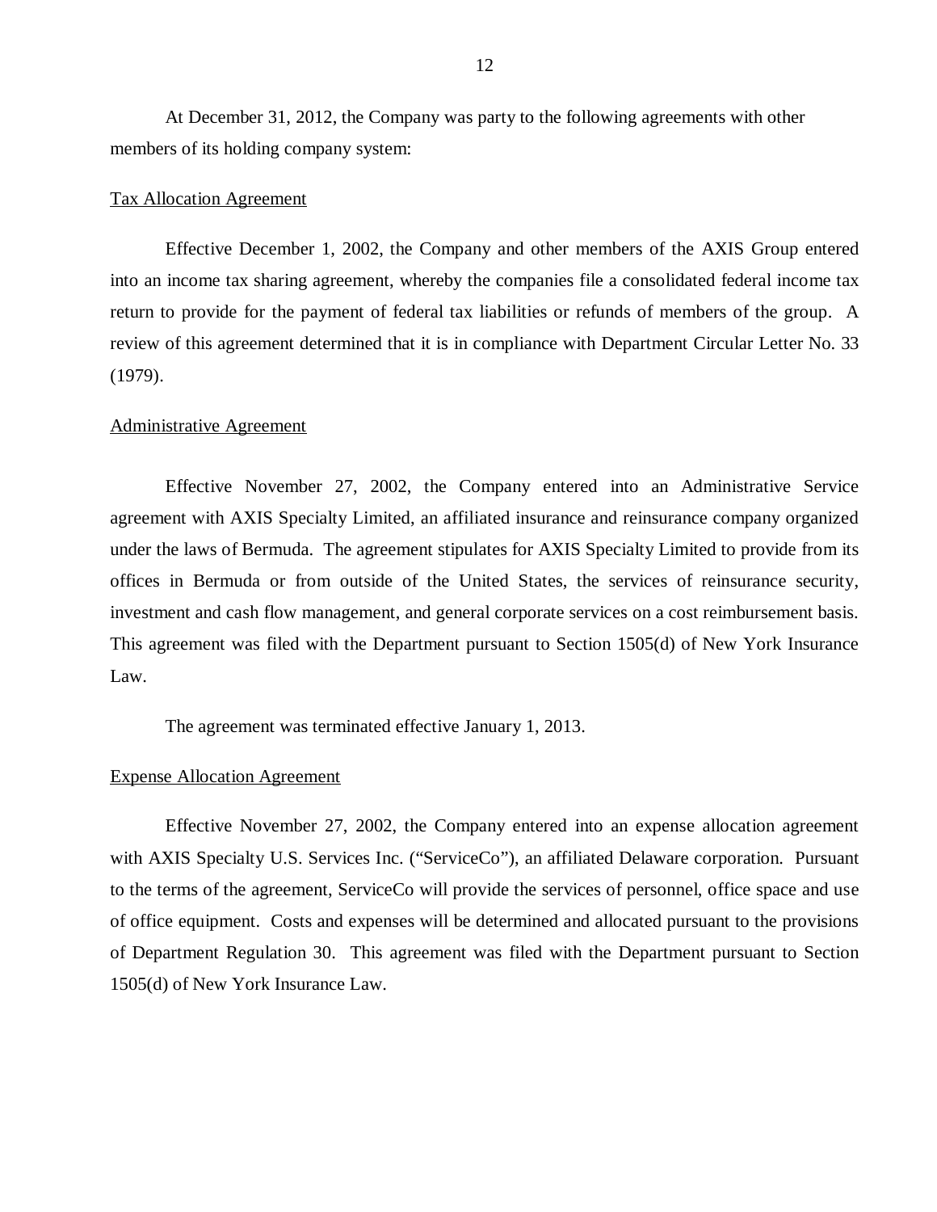At December 31, 2012, the Company was party to the following agreements with other members of its holding company system:

Tax Allocation Agreement

Effective December 1, 2002, the Company and other members of the AXIS Group entered into an income tax sharing agreement, whereby the companies file a consolidated federal income tax return to provide for the payment of federal tax liabilities or refunds of members of the group. A review of this agreement determined that it is in compliance with Department Circular Letter No. 33 (1979).

Administrative Agreement

Effective November 27, 2002, the Company entered into an Administrative Service agreement with AXIS Specialty Limited, an affiliated insurance and reinsurance company organized under the laws of Bermuda. The agreement stipulates for AXIS Specialty Limited to provide from its offices in Bermuda or from outside of the United States, the services of reinsurance security, investment and cash flow management, and general corporate services on a cost reimbursement basis. This agreement was filed with the Department pursuant to Section 1505(d) of New York Insurance Law.

The agreement was terminated effective January 1, 2013.

Expense Allocation Agreement

Effective November 27, 2002, the Company entered into an expense allocation agreement with AXIS Specialty U.S. Services Inc. ("ServiceCo"), an affiliated Delaware corporation. Pursuant to the terms of the agreement, ServiceCo will provide the services of personnel, office space and use of office equipment. Costs and expenses will be determined and allocated pursuant to the provisions of Department Regulation 30. This agreement was filed with the Department pursuant to Section 1505(d) of New York Insurance Law.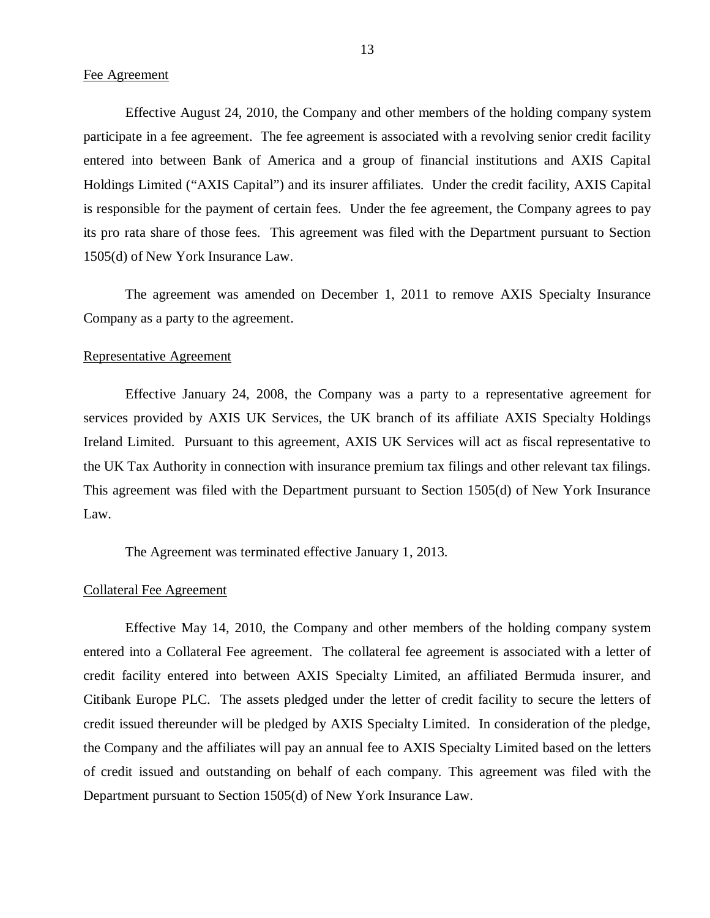Fee Agreement

Effective August 24, 2010, the Company and other members of the holding company system participate in a fee agreement. The fee agreement is associated with a revolving senior credit facility entered into between Bank of America and a group of financial institutions and AXIS Capital Holdings Limited ("AXIS Capital") and its insurer affiliates. Under the credit facility, AXIS Capital is responsible for the payment of certain fees. Under the fee agreement, the Company agrees to pay its pro rata share of those fees. This agreement was filed with the Department pursuant to Section 1505(d) of New York Insurance Law.

The agreement was amended on December 1, 2011 to remove AXIS Specialty Insurance Company as a party to the agreement.

Representative Agreement

Effective January 24, 2008, the Company was a party to a representative agreement for services provided by AXIS UK Services, the UK branch of its affiliate AXIS Specialty Holdings Ireland Limited. Pursuant to this agreement, AXIS UK Services will act as fiscal representative to the UK Tax Authority in connection with insurance premium tax filings and other relevant tax filings. This agreement was filed with the Department pursuant to Section 1505(d) of New York Insurance Law.

The Agreement was terminated effective January 1, 2013.

Collateral Fee Agreement

Effective May 14, 2010, the Company and other members of the holding company system entered into a Collateral Fee agreement. The collateral fee agreement is associated with a letter of credit facility entered into between AXIS Specialty Limited, an affiliated Bermuda insurer, and Citibank Europe PLC. The assets pledged under the letter of credit facility to secure the letters of credit issued thereunder will be pledged by AXIS Specialty Limited. In consideration of the pledge, the Company and the affiliates will pay an annual fee to AXIS Specialty Limited based on the letters of credit issued and outstanding on behalf of each company. This agreement was filed with the Department pursuant to Section 1505(d) of New York Insurance Law.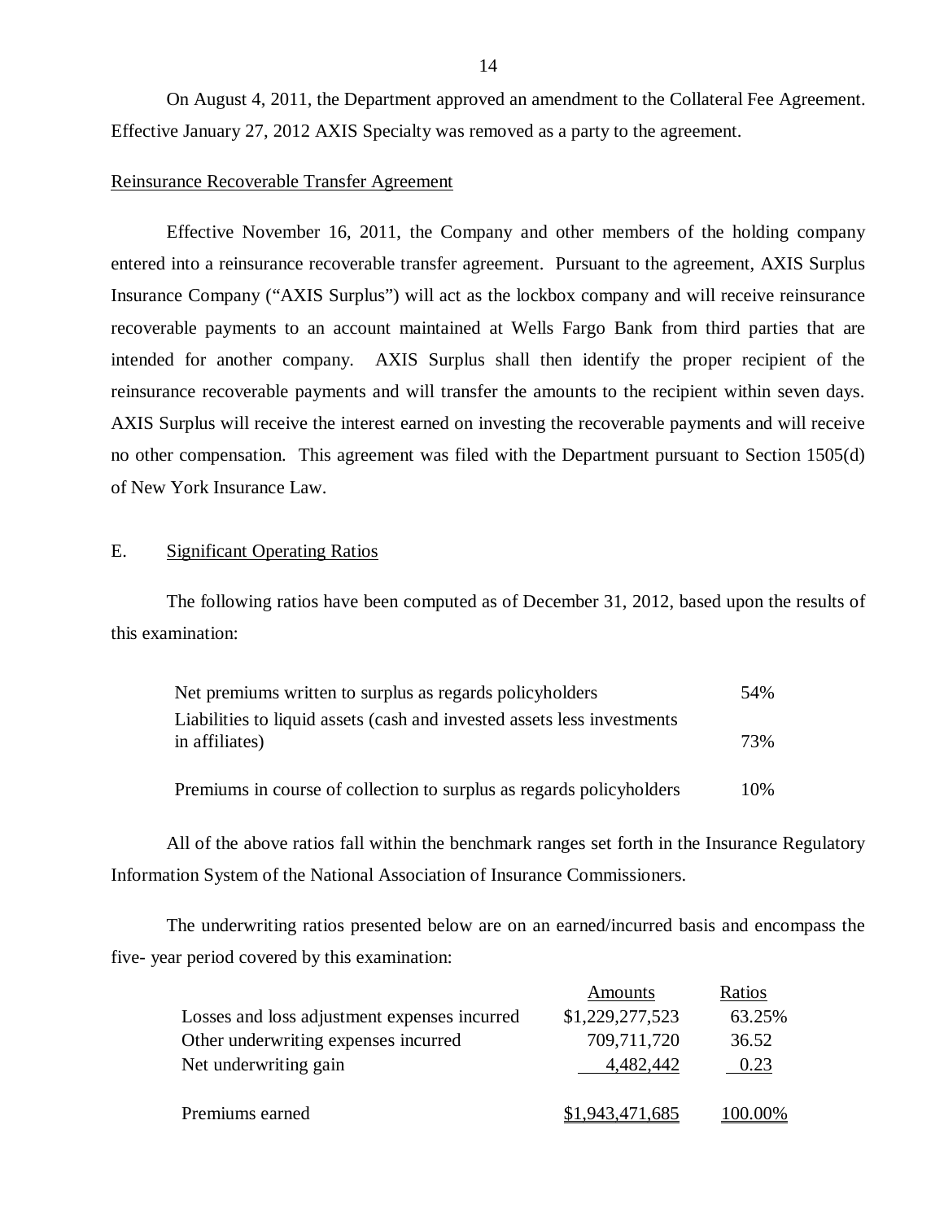On August 4, 2011, the Department approved an amendment to the Collateral Fee Agreement. Effective January 27, 2012 AXIS Specialty was removed as a party to the agreement.

Reinsurance Recoverable Transfer Agreement

Effective November 16, 2011, the Company and other members of the holding company entered into a reinsurance recoverable transfer agreement. Pursuant to the agreement, AXIS Surplus Insurance Company ("AXIS Surplus") will act as the lockbox company and will receive reinsurance recoverable payments to an account maintained at Wells Fargo Bank from third parties that are intended for another company. AXIS Surplus shall then identify the proper recipient of the reinsurance recoverable payments and will transfer the amounts to the recipient within seven days. AXIS Surplus will receive the interest earned on investing the recoverable payments and will receive no other compensation. This agreement was filed with the Department pursuant to Section 1505(d) of New York Insurance Law.

## E. Significant Operating Ratios

The following ratios have been computed as of December 31, 2012, based upon the results of this examination:

| | |
|---|---|
| Net premiums written to surplus as regards policyholders | 54% |
| Liabilities to liquid assets (cash and invested assets less investments in affiliates) | 73% |
| Premiums in course of collection to surplus as regards policyholders | 10% |

All of the above ratios fall within the benchmark ranges set forth in the Insurance Regulatory Information System of the National Association of Insurance Commissioners.

The underwriting ratios presented below are on an earned/incurred basis and encompass the five- year period covered by this examination:

| | Amounts | Ratios |
|---|---|---|
| Losses and loss adjustment expenses incurred | $1,229,277,523 | 63.25% |
| Other underwriting expenses incurred | 709,711,720 | 36.52 |
| Net underwriting gain | 4,482,442 | 0.23 |
| Premiums earned | $1,943,471,685 | 100.00% |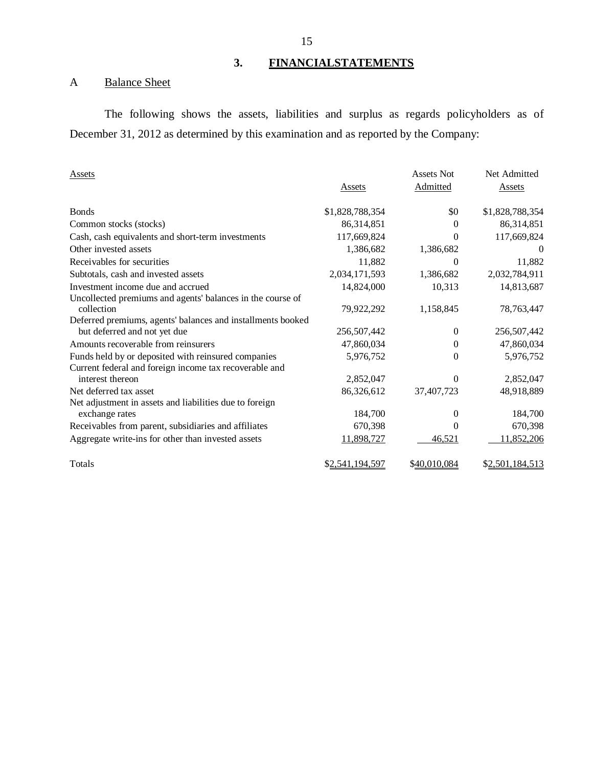## 3. FINANCIALSTATEMENTS

### A Balance Sheet

The following shows the assets, liabilities and surplus as regards policyholders as of December 31, 2012 as determined by this examination and as reported by the Company:

| Assets | Assets | Assets Not Admitted | Net Admitted Assets |
|---|---|---|---|
| Bonds | $1,828,788,354 | $0 | $1,828,788,354 |
| Common stocks (stocks) | 86,314,851 | 0 | 86,314,851 |
| Cash, cash equivalents and short-term investments | 117,669,824 | 0 | 117,669,824 |
| Other invested assets | 1,386,682 | 1,386,682 | 0 |
| Receivables for securities | 11,882 | 0 | 11,882 |
| Subtotals, cash and invested assets | 2,034,171,593 | 1,386,682 | 2,032,784,911 |
| Investment income due and accrued | 14,824,000 | 10,313 | 14,813,687 |
| Uncollected premiums and agents' balances in the course of collection | 79,922,292 | 1,158,845 | 78,763,447 |
| Deferred premiums, agents' balances and installments booked but deferred and not yet due | 256,507,442 | 0 | 256,507,442 |
| Amounts recoverable from reinsurers | 47,860,034 | 0 | 47,860,034 |
| Funds held by or deposited with reinsured companies | 5,976,752 | 0 | 5,976,752 |
| Current federal and foreign income tax recoverable and interest thereon | 2,852,047 | 0 | 2,852,047 |
| Net deferred tax asset | 86,326,612 | 37,407,723 | 48,918,889 |
| Net adjustment in assets and liabilities due to foreign exchange rates | 184,700 | 0 | 184,700 |
| Receivables from parent, subsidiaries and affiliates | 670,398 | 0 | 670,398 |
| Aggregate write-ins for other than invested assets | 11,898,727 | 46,521 | 11,852,206 |
| Totals | $2,541,194,597 | $40,010,084 | $2,501,184,513 |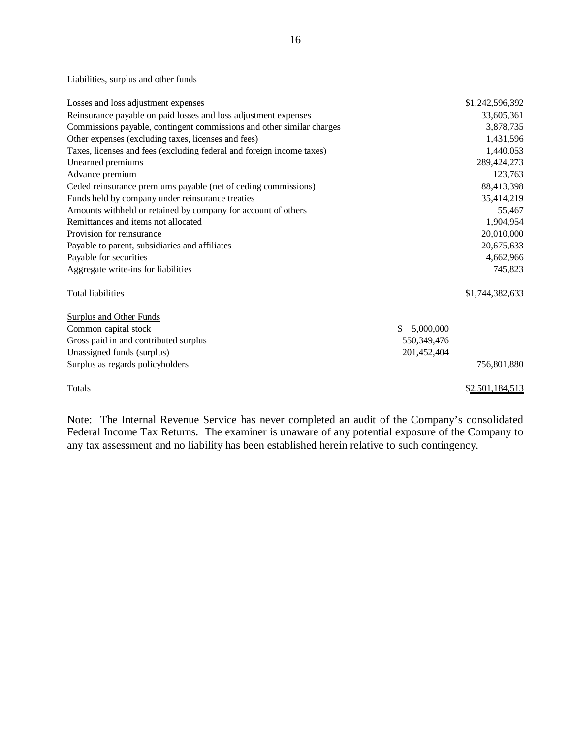Liabilities, surplus and other funds

| | | |
|---|---|---|
| Losses and loss adjustment expenses | | $1,242,596,392 |
| Reinsurance payable on paid losses and loss adjustment expenses | | 33,605,361 |
| Commissions payable, contingent commissions and other similar charges | | 3,878,735 |
| Other expenses (excluding taxes, licenses and fees) | | 1,431,596 |
| Taxes, licenses and fees (excluding federal and foreign income taxes) | | 1,440,053 |
| Unearned premiums | | 289,424,273 |
| Advance premium | | 123,763 |
| Ceded reinsurance premiums payable (net of ceding commissions) | | 88,413,398 |
| Funds held by company under reinsurance treaties | | 35,414,219 |
| Amounts withheld or retained by company for account of others | | 55,467 |
| Remittances and items not allocated | | 1,904,954 |
| Provision for reinsurance | | 20,010,000 |
| Payable to parent, subsidiaries and affiliates | | 20,675,633 |
| Payable for securities | | 4,662,966 |
| Aggregate write-ins for liabilities | | 745,823 |
| Total liabilities | | $1,744,382,633 |
| Surplus and Other Funds | | |
| Common capital stock | $ 5,000,000 | |
| Gross paid in and contributed surplus | 550,349,476 | |
| Unassigned funds (surplus) | 201,452,404 | |
| Surplus as regards policyholders | | 756,801,880 |
| Totals | | $2,501,184,513 |

Note: The Internal Revenue Service has never completed an audit of the Company's consolidated Federal Income Tax Returns. The examiner is unaware of any potential exposure of the Company to any tax assessment and no liability has been established herein relative to such contingency.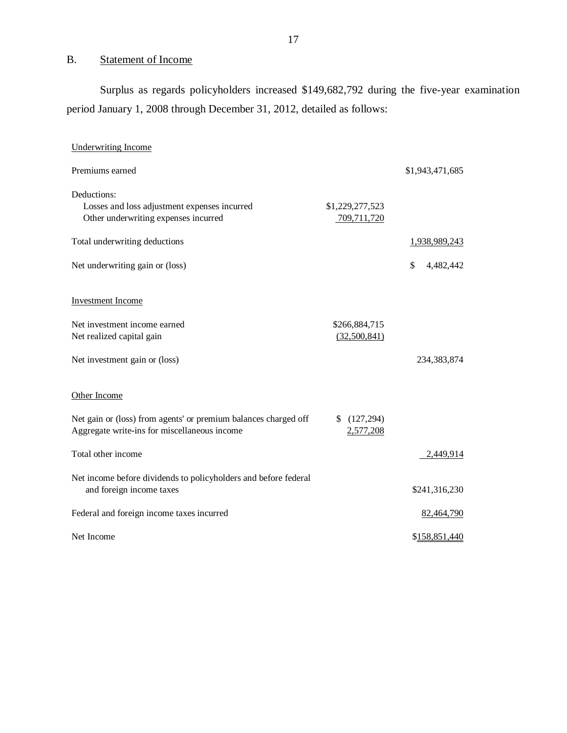## B. Statement of Income

Surplus as regards policyholders increased $149,682,792 during the five-year examination period January 1, 2008 through December 31, 2012, detailed as follows:

| | | |
|---|---|---|
| Underwriting Income | | |
| Premiums earned | | $1,943,471,685 |
| Deductions: | | |
| Losses and loss adjustment expenses incurred | $1,229,277,523 | |
| Other underwriting expenses incurred | 709,711,720 | |
| Total underwriting deductions | | 1,938,989,243 |
| Net underwriting gain or (loss) | | $ 4,482,442 |
| Investment Income | | |
| Net investment income earned | $266,884,715 | |
| Net realized capital gain | (32,500,841) | |
| Net investment gain or (loss) | | 234,383,874 |
| Other Income | | |
| Net gain or (loss) from agents' or premium balances charged off | $ (127,294) | |
| Aggregate write-ins for miscellaneous income | 2,577,208 | |
| Total other income | | 2,449,914 |
| Net income before dividends to policyholders and before federal and foreign income taxes | | $241,316,230 |
| Federal and foreign income taxes incurred | | 82,464,790 |
| Net Income | | $158,851,440 |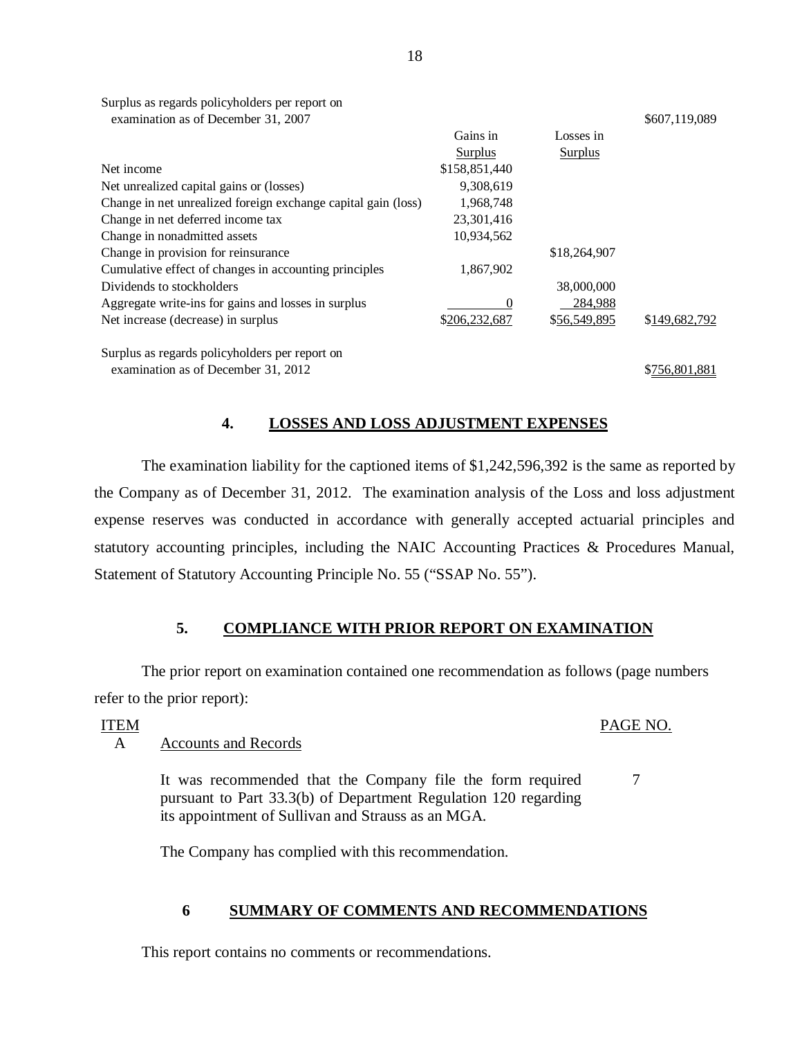| | Gains in Surplus | Losses in Surplus | |
|---|---|---|---|
| Surplus as regards policyholders per report on examination as of December 31, 2007 | | | $607,119,089 |
| Net income | $158,851,440 | | |
| Net unrealized capital gains or (losses) | 9,308,619 | | |
| Change in net unrealized foreign exchange capital gain (loss) | 1,968,748 | | |
| Change in net deferred income tax | 23,301,416 | | |
| Change in nonadmitted assets | 10,934,562 | | |
| Change in provision for reinsurance | | $18,264,907 | |
| Cumulative effect of changes in accounting principles | 1,867,902 | | |
| Dividends to stockholders | | 38,000,000 | |
| Aggregate write-ins for gains and losses in surplus | 0 | 284,988 | |
| Net increase (decrease) in surplus | $206,232,687 | $56,549,895 | $149,682,792 |
| Surplus as regards policyholders per report on examination as of December 31, 2012 | | | $756,801,881 |

## 4. LOSSES AND LOSS ADJUSTMENT EXPENSES

The examination liability for the captioned items of $1,242,596,392 is the same as reported by the Company as of December 31, 2012. The examination analysis of the Loss and loss adjustment expense reserves was conducted in accordance with generally accepted actuarial principles and statutory accounting principles, including the NAIC Accounting Practices & Procedures Manual, Statement of Statutory Accounting Principle No. 55 ("SSAP No. 55").

## 5. COMPLIANCE WITH PRIOR REPORT ON EXAMINATION

The prior report on examination contained one recommendation as follows (page numbers refer to the prior report):

| ITEM | | PAGE NO. |
|---|---|---|
| A | Accounts and Records | |
| | It was recommended that the Company file the form required pursuant to Part 33.3(b) of Department Regulation 120 regarding its appointment of Sullivan and Strauss as an MGA. | 7 |
| | The Company has complied with this recommendation. | |

## 6 SUMMARY OF COMMENTS AND RECOMMENDATIONS

This report contains no comments or recommendations.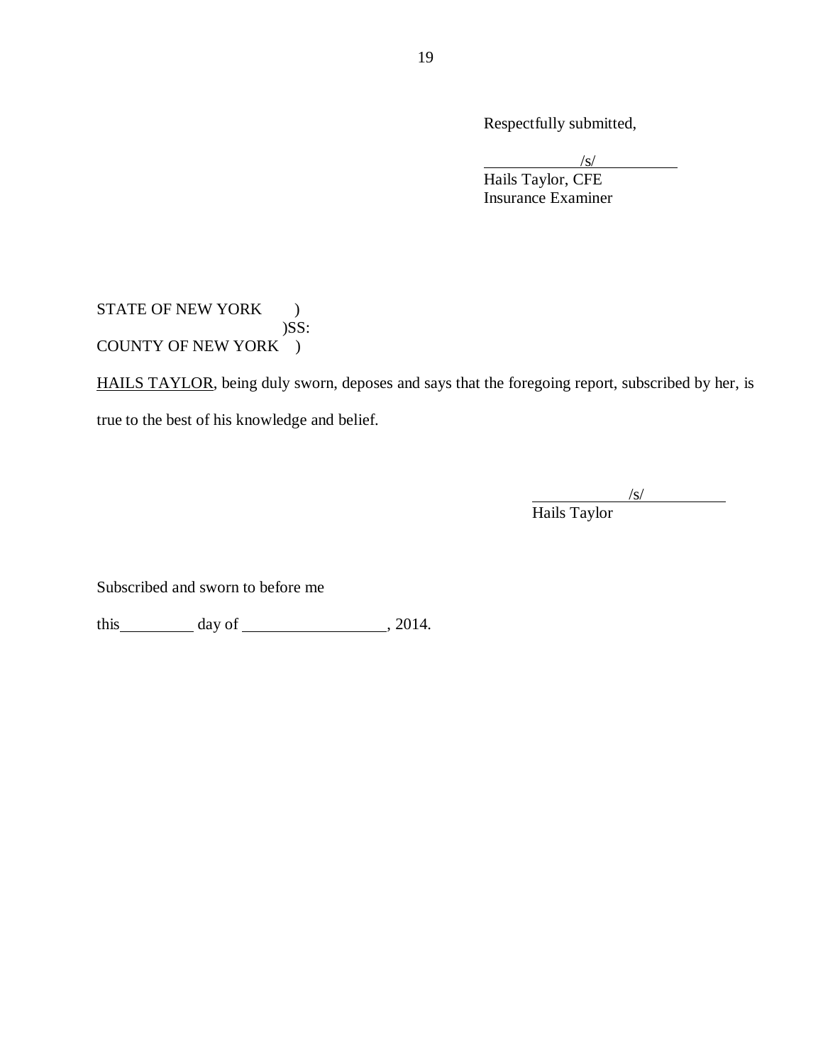Respectfully submitted,

/s/
Hails Taylor, CFE
Insurance Examiner

STATE OF NEW YORK )
)SS:
COUNTY OF NEW YORK )

HAILS TAYLOR, being duly sworn, deposes and says that the foregoing report, subscribed by her, is true to the best of his knowledge and belief.

/s/
Hails Taylor

Subscribed and sworn to before me

this \_\_\_\_\_\_\_\_\_ day of \_\_\_\_\_\_\_\_\_\_\_\_\_\_\_\_\_\_, 2014.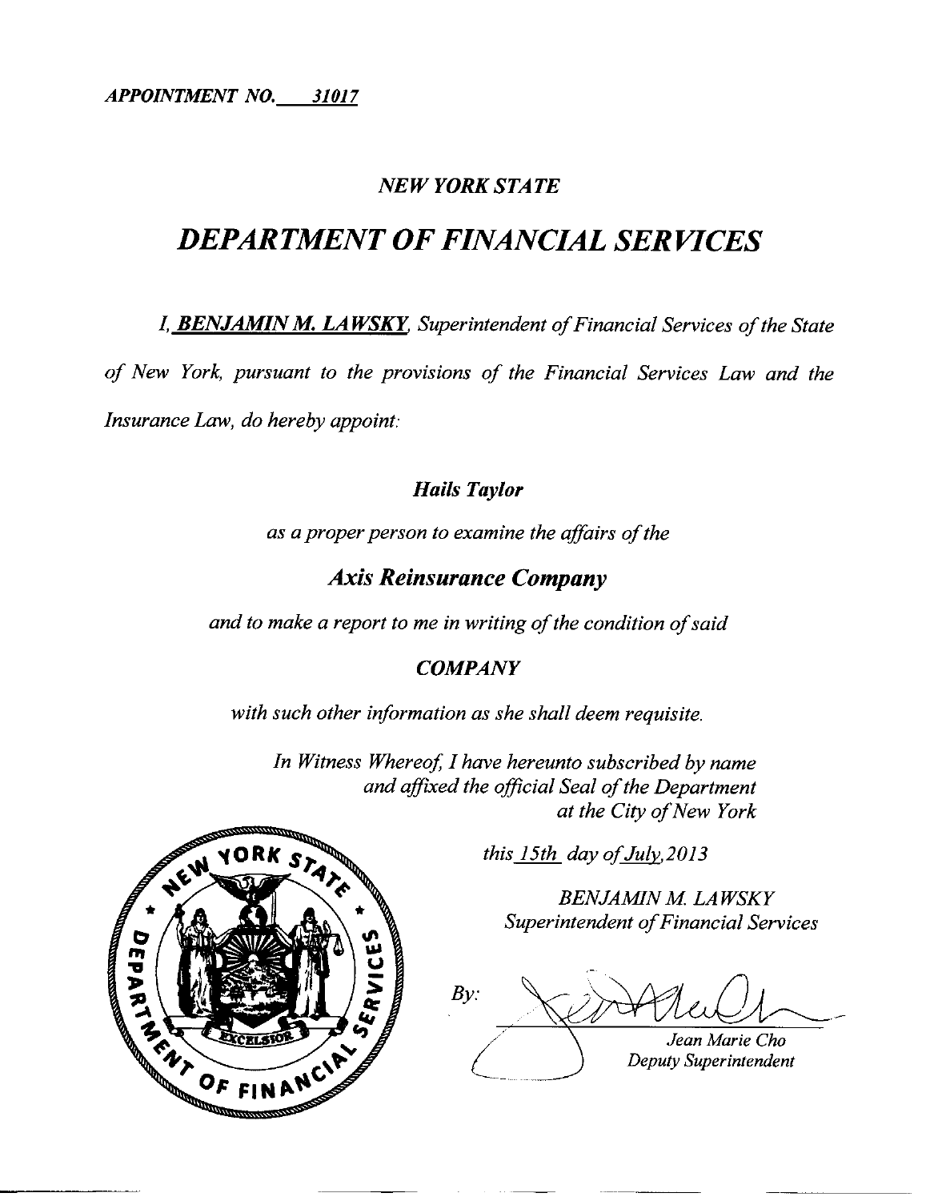*APPOINTMENT NO.* ***31017***

## *NEW YORK STATE*

# *DEPARTMENT OF FINANCIAL SERVICES*

*I,* ***BENJAMIN M. LAWSKY****, Superintendent of Financial Services of the State of New York, pursuant to the provisions of the Financial Services Law and the Insurance Law, do hereby appoint:*

***Hails Taylor***

*as a proper person to examine the affairs of the*

***Axis Reinsurance Company***

*and to make a report to me in writing of the condition of said*

***COMPANY***

*with such other information as she shall deem requisite.*

*In Witness Whereof, I have hereunto subscribed by name and affixed the official Seal of the Department at the City of New York*

*this 15th day of July, 2013*

*BENJAMIN M. LAWSKY*
*Superintendent of Financial Services*

*By:*

*Jean Marie Cho*
*Deputy Superintendent*